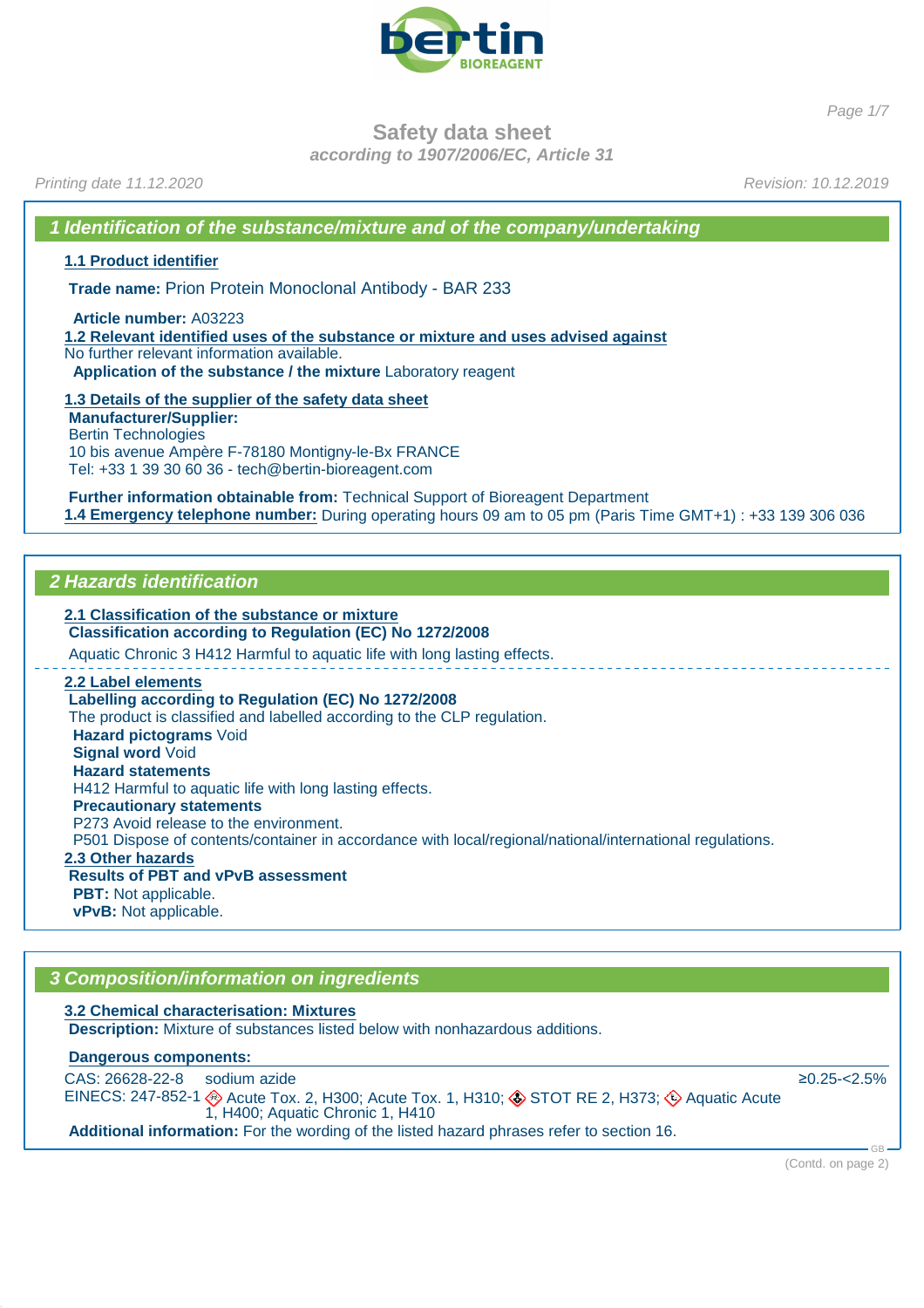# Safety data sheet

*according to 1907/2006/EC, Article 31*

*Printing date 11.12.2020* *Revision: 10.12.2019*

## 1 Identification of the substance/mixture and of the company/undertaking

### 1.1 Product identifier

**Trade name:** Prion Protein Monoclonal Antibody - BAR 233

**Article number:** A03223

### 1.2 Relevant identified uses of the substance or mixture and uses advised against

No further relevant information available.

**Application of the substance / the mixture** Laboratory reagent

### 1.3 Details of the supplier of the safety data sheet

**Manufacturer/Supplier:**
Bertin Technologies
10 bis avenue Ampère F-78180 Montigny-le-Bx FRANCE
Tel: +33 1 39 30 60 36 - tech@bertin-bioreagent.com

**Further information obtainable from:** Technical Support of Bioreagent Department

**1.4 Emergency telephone number:** During operating hours 09 am to 05 pm (Paris Time GMT+1) : +33 139 306 036

## 2 Hazards identification

### 2.1 Classification of the substance or mixture

**Classification according to Regulation (EC) No 1272/2008**

Aquatic Chronic 3 H412 Harmful to aquatic life with long lasting effects.

### 2.2 Label elements

**Labelling according to Regulation (EC) No 1272/2008**

The product is classified and labelled according to the CLP regulation.

**Hazard pictograms** Void

**Signal word** Void

**Hazard statements**

H412 Harmful to aquatic life with long lasting effects.

**Precautionary statements**

P273 Avoid release to the environment.

P501 Dispose of contents/container in accordance with local/regional/national/international regulations.

### 2.3 Other hazards

**Results of PBT and vPvB assessment**

**PBT:** Not applicable.

**vPvB:** Not applicable.

## 3 Composition/information on ingredients

### 3.2 Chemical characterisation: Mixtures

**Description:** Mixture of substances listed below with nonhazardous additions.

**Dangerous components:**

| | | |
|---|---|---|
| CAS: 26628-22-8<br>EINECS: 247-852-1 | sodium azide<br>Acute Tox. 2, H300; Acute Tox. 1, H310; STOT RE 2, H373; Aquatic Acute 1, H400; Aquatic Chronic 1, H410 | ≥0.25-<2.5% |

**Additional information:** For the wording of the listed hazard phrases refer to section 16.

(Contd. on page 2)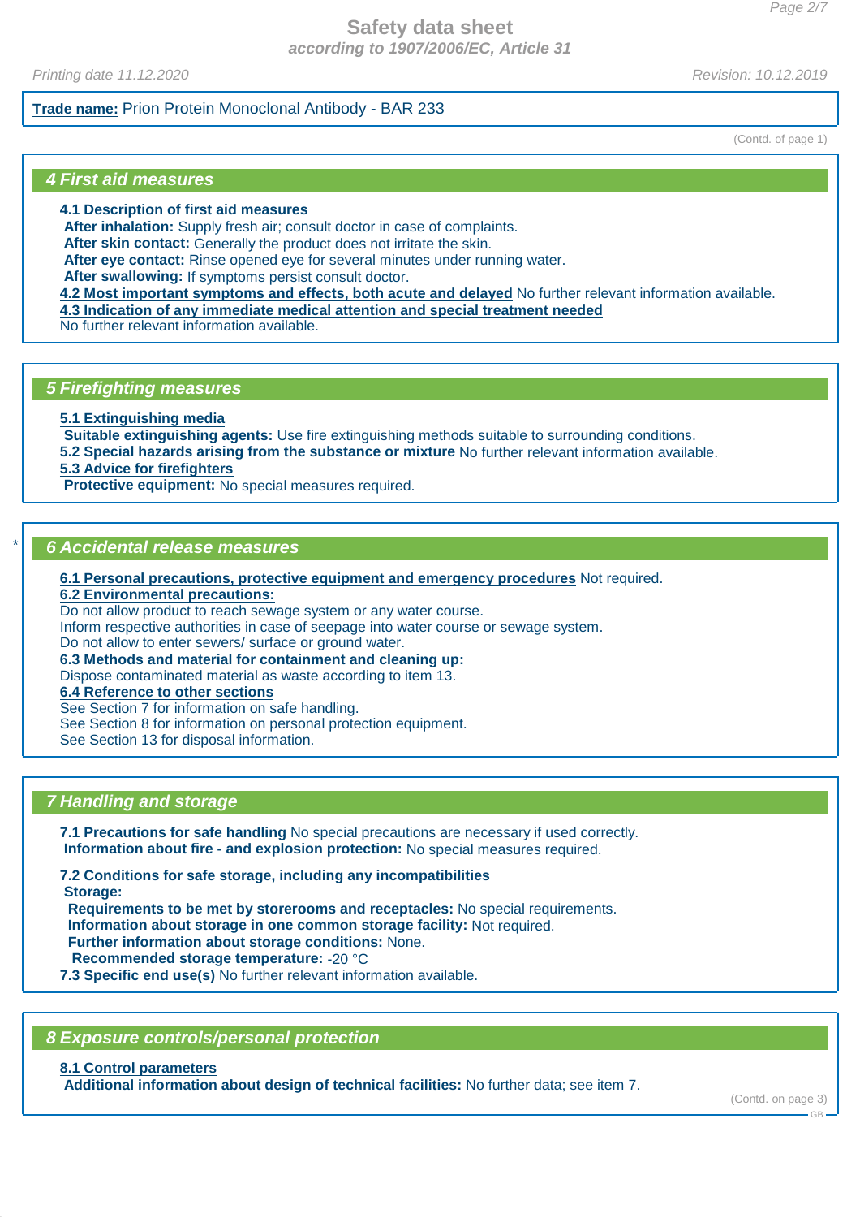**Trade name:** Prion Protein Monoclonal Antibody - BAR 233

(Contd. of page 1)

## 4 First aid measures

**4.1 Description of first aid measures**
**After inhalation:** Supply fresh air; consult doctor in case of complaints.
**After skin contact:** Generally the product does not irritate the skin.
**After eye contact:** Rinse opened eye for several minutes under running water.
**After swallowing:** If symptoms persist consult doctor.
**4.2 Most important symptoms and effects, both acute and delayed** No further relevant information available.
**4.3 Indication of any immediate medical attention and special treatment needed**
No further relevant information available.

## 5 Firefighting measures

**5.1 Extinguishing media**
**Suitable extinguishing agents:** Use fire extinguishing methods suitable to surrounding conditions.
**5.2 Special hazards arising from the substance or mixture** No further relevant information available.
**5.3 Advice for firefighters**
**Protective equipment:** No special measures required.

## * 6 Accidental release measures

**6.1 Personal precautions, protective equipment and emergency procedures** Not required.
**6.2 Environmental precautions:**
Do not allow product to reach sewage system or any water course.
Inform respective authorities in case of seepage into water course or sewage system.
Do not allow to enter sewers/ surface or ground water.
**6.3 Methods and material for containment and cleaning up:**
Dispose contaminated material as waste according to item 13.
**6.4 Reference to other sections**
See Section 7 for information on safe handling.
See Section 8 for information on personal protection equipment.
See Section 13 for disposal information.

## 7 Handling and storage

**7.1 Precautions for safe handling** No special precautions are necessary if used correctly.
**Information about fire - and explosion protection:** No special measures required.

**7.2 Conditions for safe storage, including any incompatibilities**
**Storage:**
**Requirements to be met by storerooms and receptacles:** No special requirements.
**Information about storage in one common storage facility:** Not required.
**Further information about storage conditions:** None.
**Recommended storage temperature:** -20 °C
**7.3 Specific end use(s)** No further relevant information available.

## 8 Exposure controls/personal protection

**8.1 Control parameters**
**Additional information about design of technical facilities:** No further data; see item 7.

(Contd. on page 3)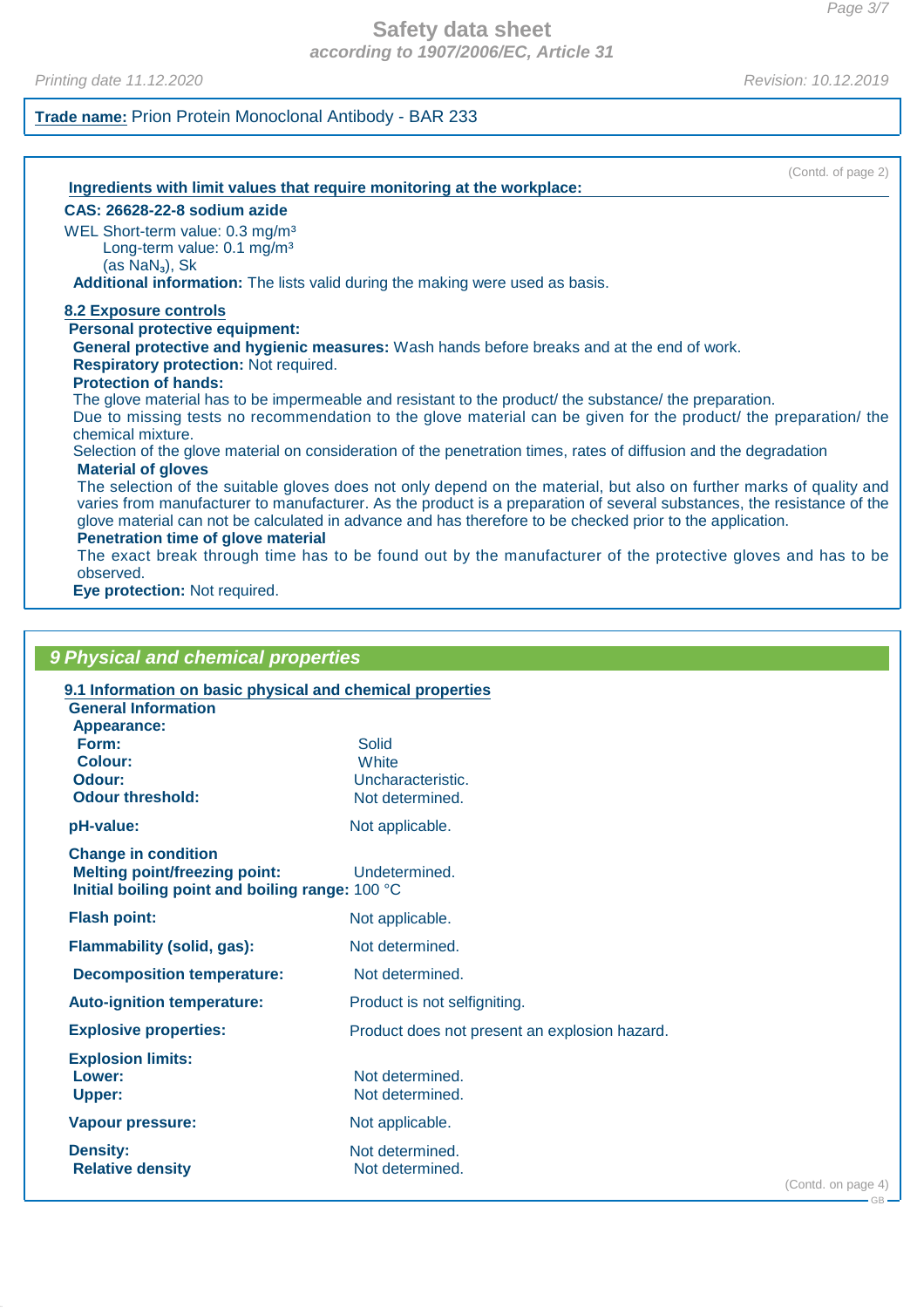**Trade name:** Prion Protein Monoclonal Antibody - BAR 233

(Contd. of page 2)

**Ingredients with limit values that require monitoring at the workplace:**

**CAS: 26628-22-8 sodium azide**

WEL Short-term value: 0.3 mg/m³
Long-term value: 0.1 mg/m³
(as $NaN_3$), Sk

**Additional information:** The lists valid during the making were used as basis.

### 8.2 Exposure controls

**Personal protective equipment:**

**General protective and hygienic measures:** Wash hands before breaks and at the end of work.

**Respiratory protection:** Not required.

**Protection of hands:**

The glove material has to be impermeable and resistant to the product/ the substance/ the preparation.

Due to missing tests no recommendation to the glove material can be given for the product/ the preparation/ the chemical mixture.

Selection of the glove material on consideration of the penetration times, rates of diffusion and the degradation

**Material of gloves**

The selection of the suitable gloves does not only depend on the material, but also on further marks of quality and varies from manufacturer to manufacturer. As the product is a preparation of several substances, the resistance of the glove material can not be calculated in advance and has therefore to be checked prior to the application.

**Penetration time of glove material**

The exact break through time has to be found out by the manufacturer of the protective gloves and has to be observed.

**Eye protection:** Not required.

## 9 Physical and chemical properties

### 9.1 Information on basic physical and chemical properties

**General Information**

**Appearance:**

| | |
|---|---|
| **Form:** | Solid |
| **Colour:** | White |
| **Odour:** | Uncharacteristic. |
| **Odour threshold:** | Not determined. |
| **pH-value:** | Not applicable. |
| **Change in condition** | |
| **Melting point/freezing point:** | Undetermined. |
| **Initial boiling point and boiling range:** | 100 °C |
| **Flash point:** | Not applicable. |
| **Flammability (solid, gas):** | Not determined. |
| **Decomposition temperature:** | Not determined. |
| **Auto-ignition temperature:** | Product is not selfigniting. |
| **Explosive properties:** | Product does not present an explosion hazard. |
| **Explosion limits:** | |
| **Lower:** | Not determined. |
| **Upper:** | Not determined. |
| **Vapour pressure:** | Not applicable. |
| **Density:** | Not determined. |
| **Relative density** | Not determined. |

(Contd. on page 4)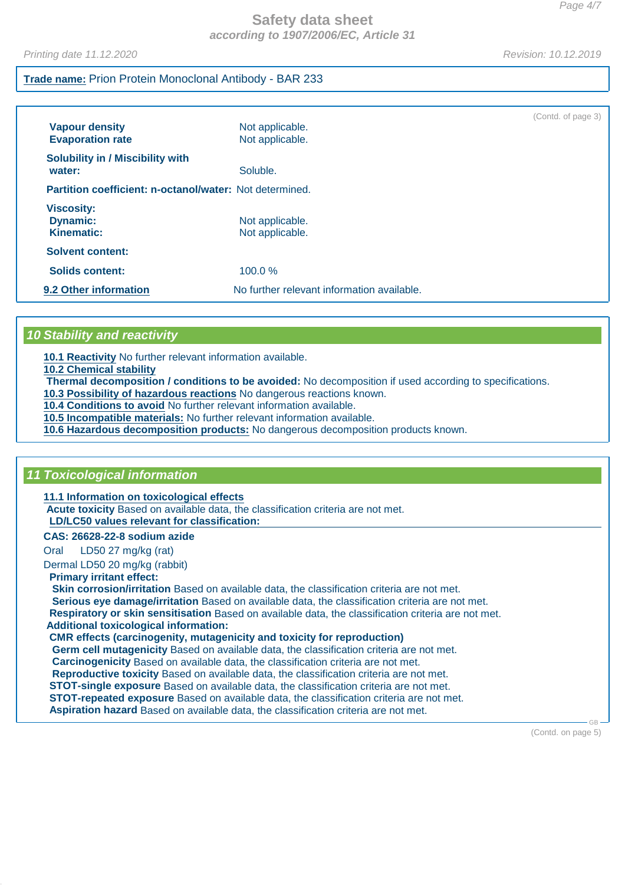**Trade name:** Prion Protein Monoclonal Antibody - BAR 233

(Contd. of page 3)

| | |
|---|---|
| **Vapour density** | Not applicable. |
| **Evaporation rate** | Not applicable. |
| **Solubility in / Miscibility with water:** | Soluble. |
| **Partition coefficient: n-octanol/water:** | Not determined. |
| **Viscosity:** | |
| **Dynamic:** | Not applicable. |
| **Kinematic:** | Not applicable. |
| **Solvent content:** | |
| **Solids content:** | 100.0 % |
| **9.2 Other information** | No further relevant information available. |

## 10 Stability and reactivity

**10.1 Reactivity** No further relevant information available.

**10.2 Chemical stability**

**Thermal decomposition / conditions to be avoided:** No decomposition if used according to specifications.

**10.3 Possibility of hazardous reactions** No dangerous reactions known.

**10.4 Conditions to avoid** No further relevant information available.

**10.5 Incompatible materials:** No further relevant information available.

**10.6 Hazardous decomposition products:** No dangerous decomposition products known.

## 11 Toxicological information

**11.1 Information on toxicological effects**

**Acute toxicity** Based on available data, the classification criteria are not met.

**LD/LC50 values relevant for classification:**

**CAS: 26628-22-8 sodium azide**

| | |
|---|---|
| Oral | LD50 27 mg/kg (rat) |
| Dermal | LD50 20 mg/kg (rabbit) |

**Primary irritant effect:**

**Skin corrosion/irritation** Based on available data, the classification criteria are not met.

**Serious eye damage/irritation** Based on available data, the classification criteria are not met.

**Respiratory or skin sensitisation** Based on available data, the classification criteria are not met.

**Additional toxicological information:**

**CMR effects (carcinogenity, mutagenicity and toxicity for reproduction)**

**Germ cell mutagenicity** Based on available data, the classification criteria are not met.

**Carcinogenicity** Based on available data, the classification criteria are not met.

**Reproductive toxicity** Based on available data, the classification criteria are not met.

**STOT-single exposure** Based on available data, the classification criteria are not met.

**STOT-repeated exposure** Based on available data, the classification criteria are not met.

**Aspiration hazard** Based on available data, the classification criteria are not met.

(Contd. on page 5)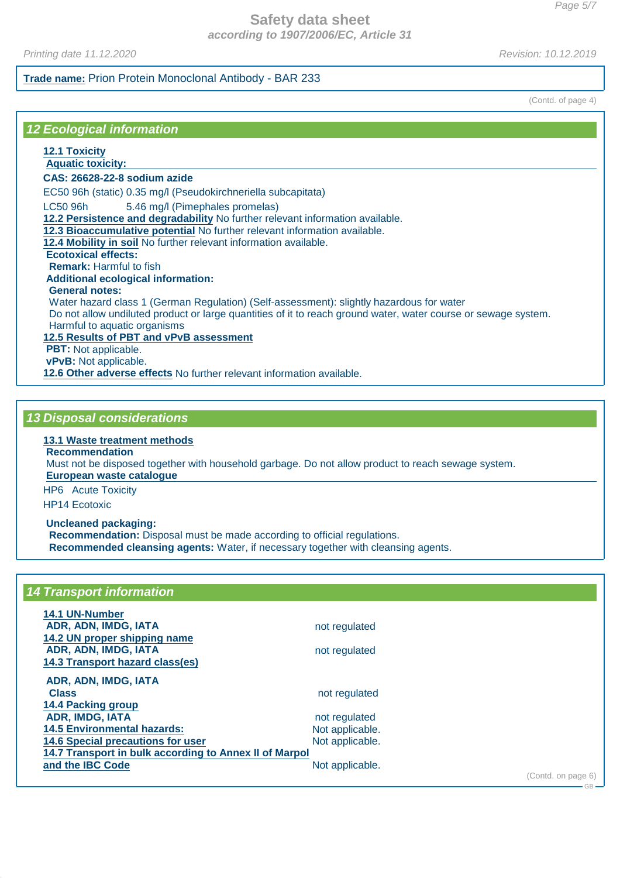**Trade name:** Prion Protein Monoclonal Antibody - BAR 233

(Contd. of page 4)

## 12 Ecological information

**12.1 Toxicity**

**Aquatic toxicity:**

| **CAS: 26628-22-8 sodium azide** | |
|---|---|
| EC50 96h (static) | 0.35 mg/l (Pseudokirchneriella subcapitata) |
| LC50 96h | 5.46 mg/l (Pimephales promelas) |

**12.2 Persistence and degradability** No further relevant information available.

**12.3 Bioaccumulative potential** No further relevant information available.

**12.4 Mobility in soil** No further relevant information available.

**Ecotoxical effects:**

**Remark:** Harmful to fish

**Additional ecological information:**

**General notes:**

Water hazard class 1 (German Regulation) (Self-assessment): slightly hazardous for water

Do not allow undiluted product or large quantities of it to reach ground water, water course or sewage system.

Harmful to aquatic organisms

**12.5 Results of PBT and vPvB assessment**

**PBT:** Not applicable.

**vPvB:** Not applicable.

**12.6 Other adverse effects** No further relevant information available.

## 13 Disposal considerations

**13.1 Waste treatment methods**

**Recommendation**

Must not be disposed together with household garbage. Do not allow product to reach sewage system.

**European waste catalogue**

| | |
|---|---|
| HP6 | Acute Toxicity |
| HP14 | Ecotoxic |

**Uncleaned packaging:**

**Recommendation:** Disposal must be made according to official regulations.

**Recommended cleansing agents:** Water, if necessary together with cleansing agents.

## 14 Transport information

| | |
|---|---|
| **14.1 UN-Number** | |
| **ADR, ADN, IMDG, IATA** | not regulated |
| **14.2 UN proper shipping name** | |
| **ADR, ADN, IMDG, IATA** | not regulated |
| **14.3 Transport hazard class(es)** | |
| **ADR, ADN, IMDG, IATA** | |
| **Class** | not regulated |
| **14.4 Packing group** | |
| **ADR, IMDG, IATA** | not regulated |
| **14.5 Environmental hazards:** | Not applicable. |
| **14.6 Special precautions for user** | Not applicable. |
| **14.7 Transport in bulk according to Annex II of Marpol and the IBC Code** | Not applicable. |

(Contd. on page 6)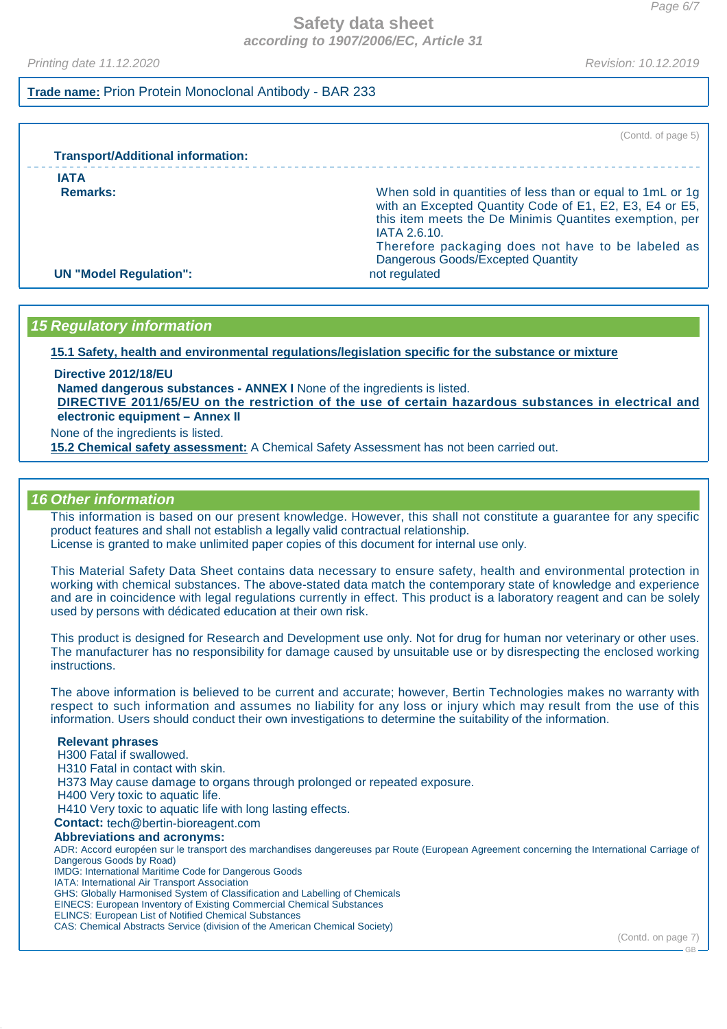**Trade name:** Prion Protein Monoclonal Antibody - BAR 233

(Contd. of page 5)

**Transport/Additional information:**

**IATA**

**Remarks:** When sold in quantities of less than or equal to 1mL or 1g with an Excepted Quantity Code of E1, E2, E3, E4 or E5, this item meets the De Minimis Quantites exemption, per IATA 2.6.10.
Therefore packaging does not have to be labeled as Dangerous Goods/Excepted Quantity

**UN "Model Regulation":** not regulated

## 15 Regulatory information

**15.1 Safety, health and environmental regulations/legislation specific for the substance or mixture**

**Directive 2012/18/EU**

**Named dangerous substances - ANNEX I** None of the ingredients is listed.

**DIRECTIVE 2011/65/EU on the restriction of the use of certain hazardous substances in electrical and electronic equipment – Annex II**

None of the ingredients is listed.

**15.2 Chemical safety assessment:** A Chemical Safety Assessment has not been carried out.

## 16 Other information

This information is based on our present knowledge. However, this shall not constitute a guarantee for any specific product features and shall not establish a legally valid contractual relationship.
License is granted to make unlimited paper copies of this document for internal use only.

This Material Safety Data Sheet contains data necessary to ensure safety, health and environmental protection in working with chemical substances. The above-stated data match the contemporary state of knowledge and experience and are in coincidence with legal regulations currently in effect. This product is a laboratory reagent and can be solely used by persons with dédicated education at their own risk.

This product is designed for Research and Development use only. Not for drug for human nor veterinary or other uses. The manufacturer has no responsibility for damage caused by unsuitable use or by disrespecting the enclosed working instructions.

The above information is believed to be current and accurate; however, Bertin Technologies makes no warranty with respect to such information and assumes no liability for any loss or injury which may result from the use of this information. Users should conduct their own investigations to determine the suitability of the information.

**Relevant phrases**

H300 Fatal if swallowed.
H310 Fatal in contact with skin.
H373 May cause damage to organs through prolonged or repeated exposure.
H400 Very toxic to aquatic life.
H410 Very toxic to aquatic life with long lasting effects.

**Contact:** tech@bertin-bioreagent.com

**Abbreviations and acronyms:**

ADR: Accord européen sur le transport des marchandises dangereuses par Route (European Agreement concerning the International Carriage of Dangerous Goods by Road)
IMDG: International Maritime Code for Dangerous Goods
IATA: International Air Transport Association
GHS: Globally Harmonised System of Classification and Labelling of Chemicals
EINECS: European Inventory of Existing Commercial Chemical Substances
ELINCS: European List of Notified Chemical Substances
CAS: Chemical Abstracts Service (division of the American Chemical Society)

(Contd. on page 7)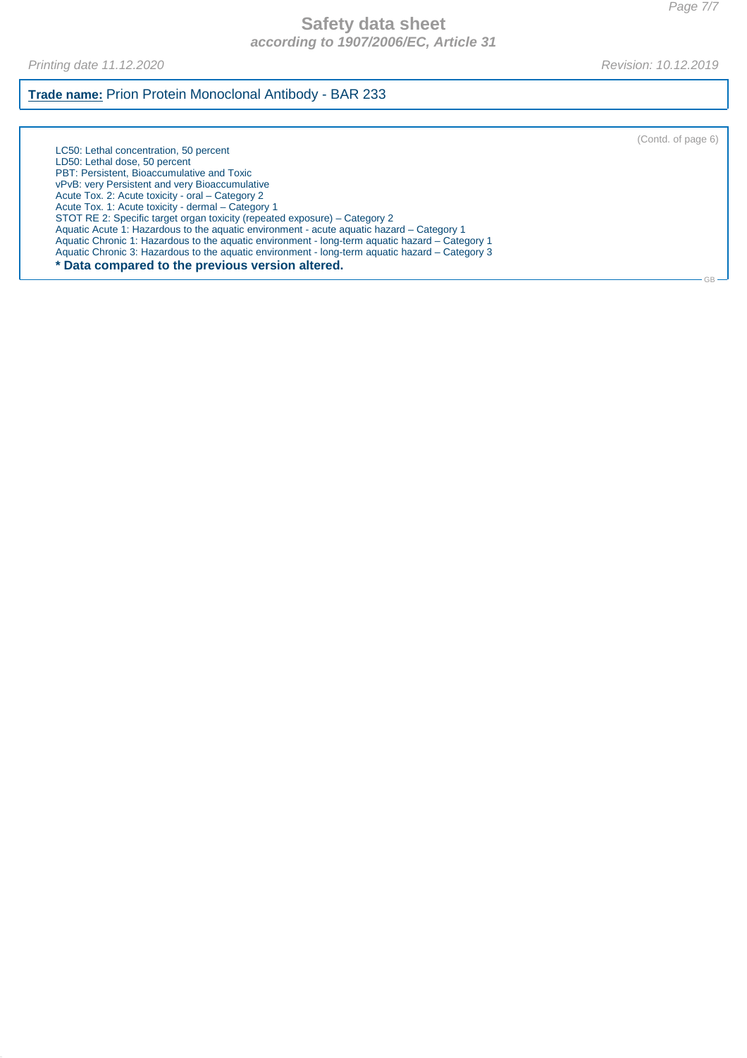**Trade name:** Prion Protein Monoclonal Antibody - BAR 233

(Contd. of page 6)

LC50: Lethal concentration, 50 percent
LD50: Lethal dose, 50 percent
PBT: Persistent, Bioaccumulative and Toxic
vPvB: very Persistent and very Bioaccumulative
Acute Tox. 2: Acute toxicity - oral – Category 2
Acute Tox. 1: Acute toxicity - dermal – Category 1
STOT RE 2: Specific target organ toxicity (repeated exposure) – Category 2
Aquatic Acute 1: Hazardous to the aquatic environment - acute aquatic hazard – Category 1
Aquatic Chronic 1: Hazardous to the aquatic environment - long-term aquatic hazard – Category 1
Aquatic Chronic 3: Hazardous to the aquatic environment - long-term aquatic hazard – Category 3

**\* Data compared to the previous version altered.**